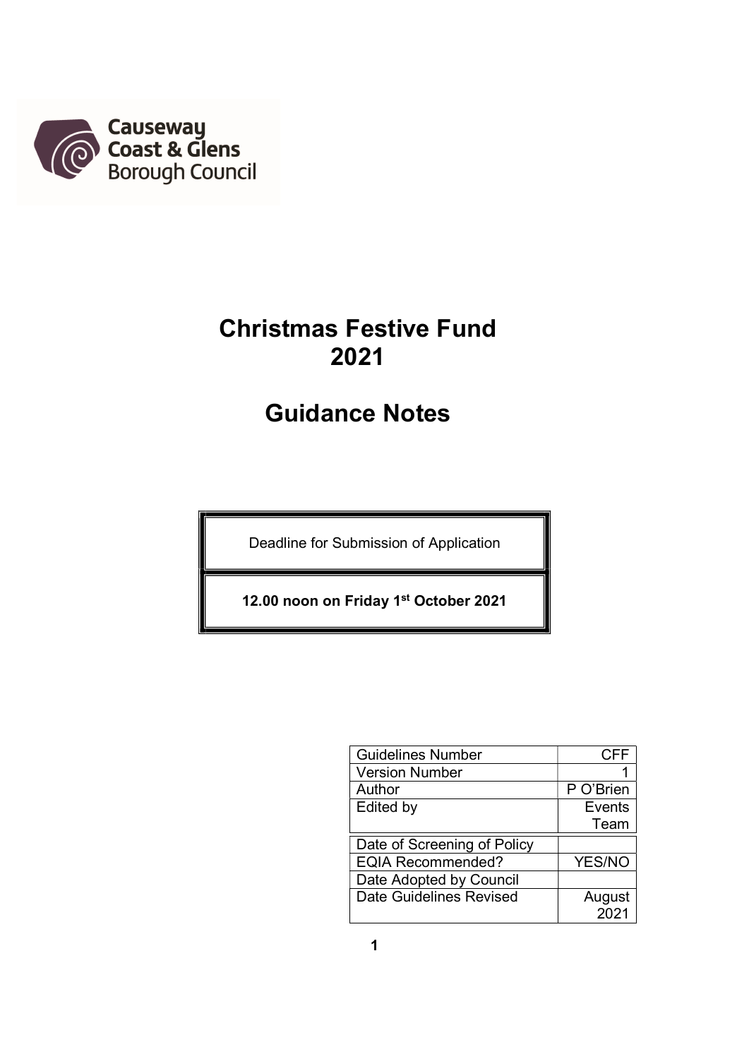Causeway Coast & Glens Borough Council

# Christmas Festive Fund 2021

# Guidance Notes

| Deadline for Submission of Application |
|---|
| **12.00 noon on Friday 1st October 2021** |

| | |
|---|---|
| Guidelines Number | CFF |
| Version Number | 1 |
| Author | P O'Brien |
| Edited by | Events Team |
| Date of Screening of Policy | |
| EQIA Recommended? | YES/NO |
| Date Adopted by Council | |
| Date Guidelines Revised | August 2021 |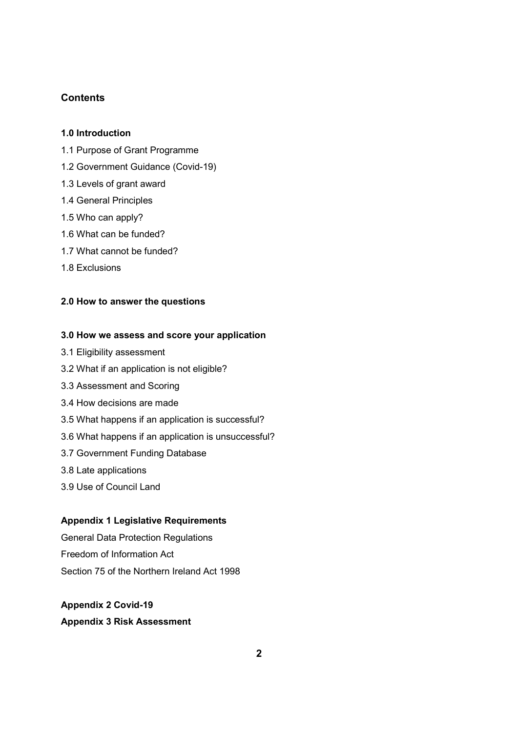## Contents

**1.0 Introduction**

1.1 Purpose of Grant Programme

1.2 Government Guidance (Covid-19)

1.3 Levels of grant award

1.4 General Principles

1.5 Who can apply?

1.6 What can be funded?

1.7 What cannot be funded?

1.8 Exclusions

**2.0 How to answer the questions**

**3.0 How we assess and score your application**

3.1 Eligibility assessment

3.2 What if an application is not eligible?

3.3 Assessment and Scoring

3.4 How decisions are made

3.5 What happens if an application is successful?

3.6 What happens if an application is unsuccessful?

3.7 Government Funding Database

3.8 Late applications

3.9 Use of Council Land

**Appendix 1 Legislative Requirements**

General Data Protection Regulations

Freedom of Information Act

Section 75 of the Northern Ireland Act 1998

**Appendix 2 Covid-19**

**Appendix 3 Risk Assessment**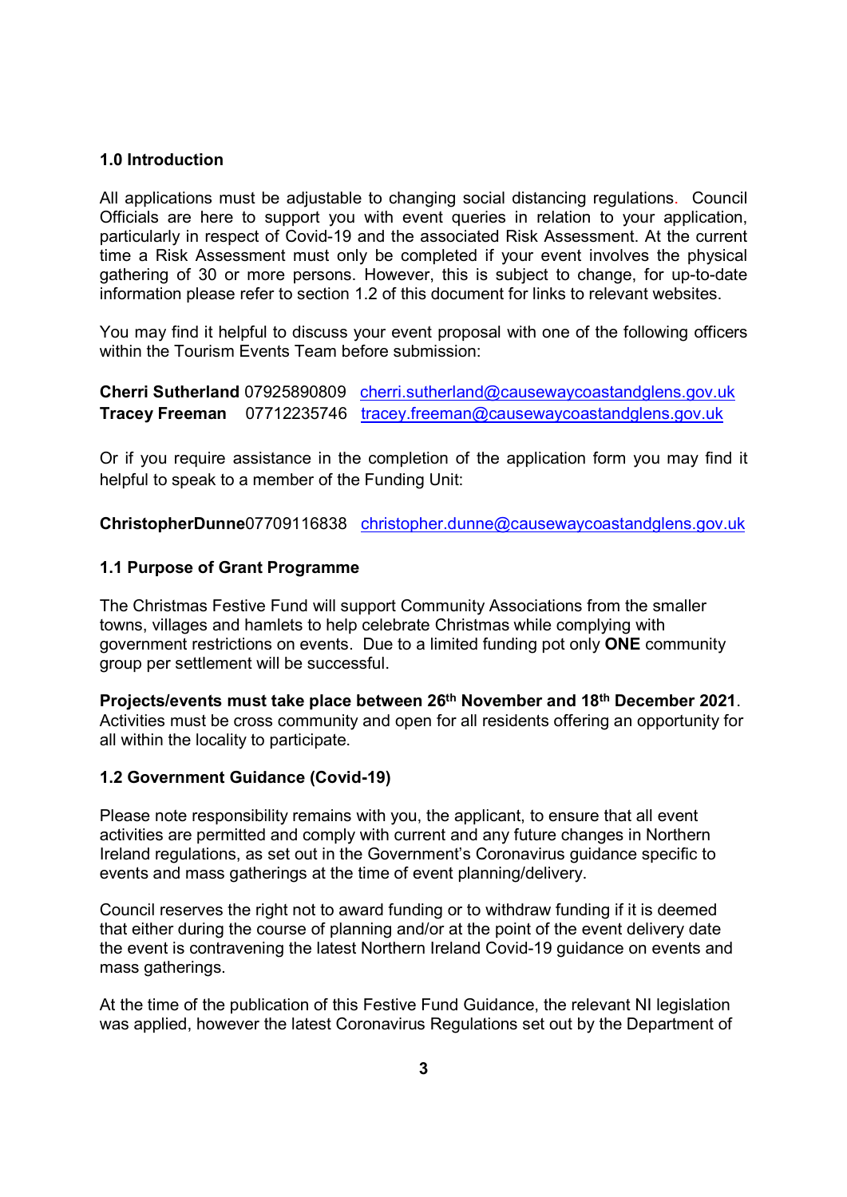## 1.0 Introduction

All applications must be adjustable to changing social distancing regulations. Council Officials are here to support you with event queries in relation to your application, particularly in respect of Covid-19 and the associated Risk Assessment. At the current time a Risk Assessment must only be completed if your event involves the physical gathering of 30 or more persons. However, this is subject to change, for up-to-date information please refer to section 1.2 of this document for links to relevant websites.

You may find it helpful to discuss your event proposal with one of the following officers within the Tourism Events Team before submission:

**Cherri Sutherland** 07925890809 cherri.sutherland@causewaycoastandglens.gov.uk
**Tracey Freeman** 07712235746 tracey.freeman@causewaycoastandglens.gov.uk

Or if you require assistance in the completion of the application form you may find it helpful to speak to a member of the Funding Unit:

**ChristopherDunne**07709116838 christopher.dunne@causewaycoastandglens.gov.uk

## 1.1 Purpose of Grant Programme

The Christmas Festive Fund will support Community Associations from the smaller towns, villages and hamlets to help celebrate Christmas while complying with government restrictions on events. Due to a limited funding pot only **ONE** community group per settlement will be successful.

**Projects/events must take place between 26th November and 18th December 2021**. Activities must be cross community and open for all residents offering an opportunity for all within the locality to participate.

## 1.2 Government Guidance (Covid-19)

Please note responsibility remains with you, the applicant, to ensure that all event activities are permitted and comply with current and any future changes in Northern Ireland regulations, as set out in the Government's Coronavirus guidance specific to events and mass gatherings at the time of event planning/delivery.

Council reserves the right not to award funding or to withdraw funding if it is deemed that either during the course of planning and/or at the point of the event delivery date the event is contravening the latest Northern Ireland Covid-19 guidance on events and mass gatherings.

At the time of the publication of this Festive Fund Guidance, the relevant NI legislation was applied, however the latest Coronavirus Regulations set out by the Department of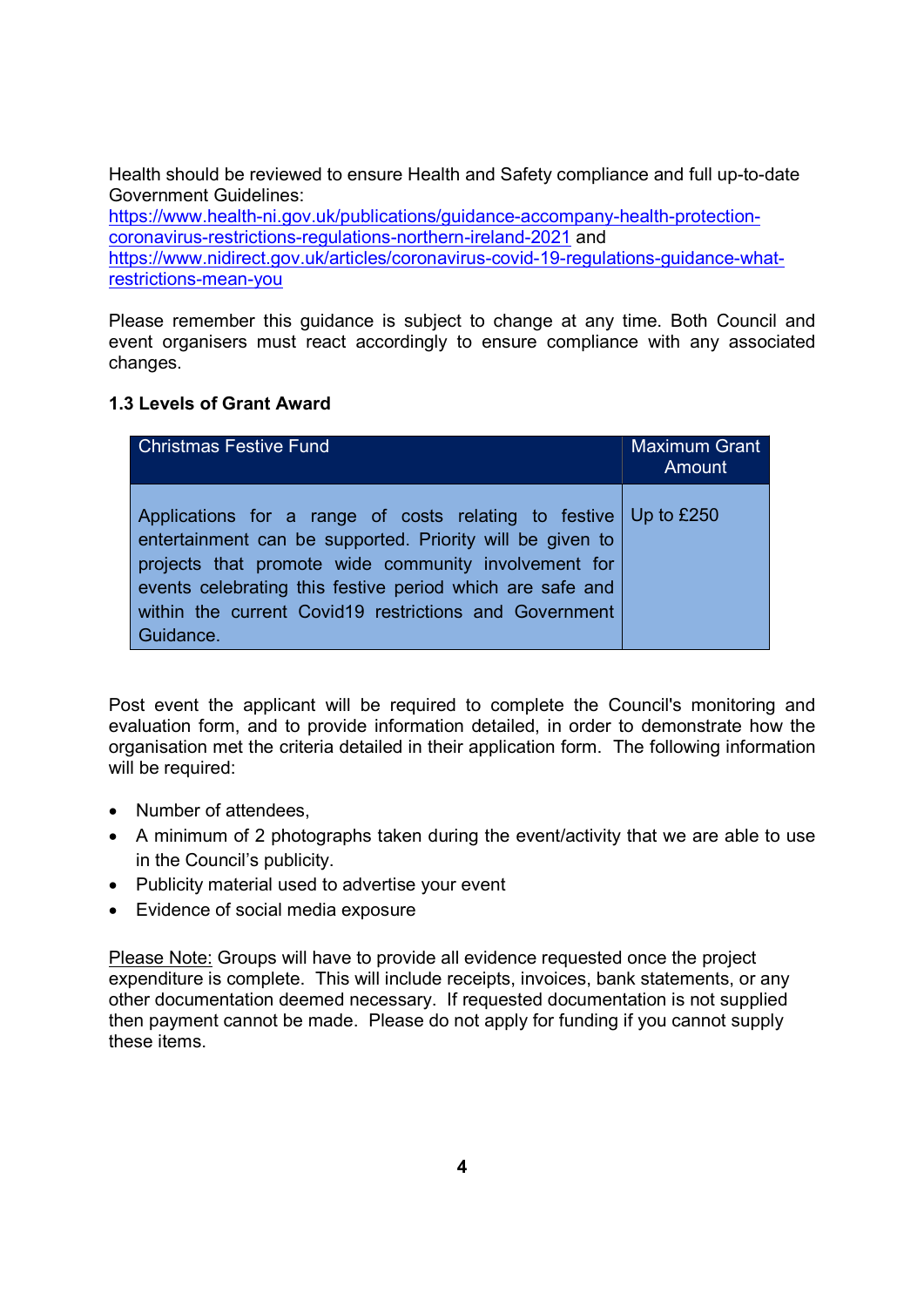Health should be reviewed to ensure Health and Safety compliance and full up-to-date Government Guidelines:
[https://www.health-ni.gov.uk/publications/guidance-accompany-health-protection-coronavirus-restrictions-regulations-northern-ireland-2021](https://www.health-ni.gov.uk/publications/guidance-accompany-health-protection-coronavirus-restrictions-regulations-northern-ireland-2021) and
[https://www.nidirect.gov.uk/articles/coronavirus-covid-19-regulations-guidance-what-restrictions-mean-you](https://www.nidirect.gov.uk/articles/coronavirus-covid-19-regulations-guidance-what-restrictions-mean-you)

Please remember this guidance is subject to change at any time. Both Council and event organisers must react accordingly to ensure compliance with any associated changes.

### 1.3 Levels of Grant Award

| Christmas Festive Fund | Maximum Grant Amount |
|---|---|
| Applications for a range of costs relating to festive entertainment can be supported. Priority will be given to projects that promote wide community involvement for events celebrating this festive period which are safe and within the current Covid19 restrictions and Government Guidance. | Up to £250 |

Post event the applicant will be required to complete the Council's monitoring and evaluation form, and to provide information detailed, in order to demonstrate how the organisation met the criteria detailed in their application form. The following information will be required:

- Number of attendees,
- A minimum of 2 photographs taken during the event/activity that we are able to use in the Council's publicity.
- Publicity material used to advertise your event
- Evidence of social media exposure

Please Note: Groups will have to provide all evidence requested once the project expenditure is complete. This will include receipts, invoices, bank statements, or any other documentation deemed necessary. If requested documentation is not supplied then payment cannot be made. Please do not apply for funding if you cannot supply these items.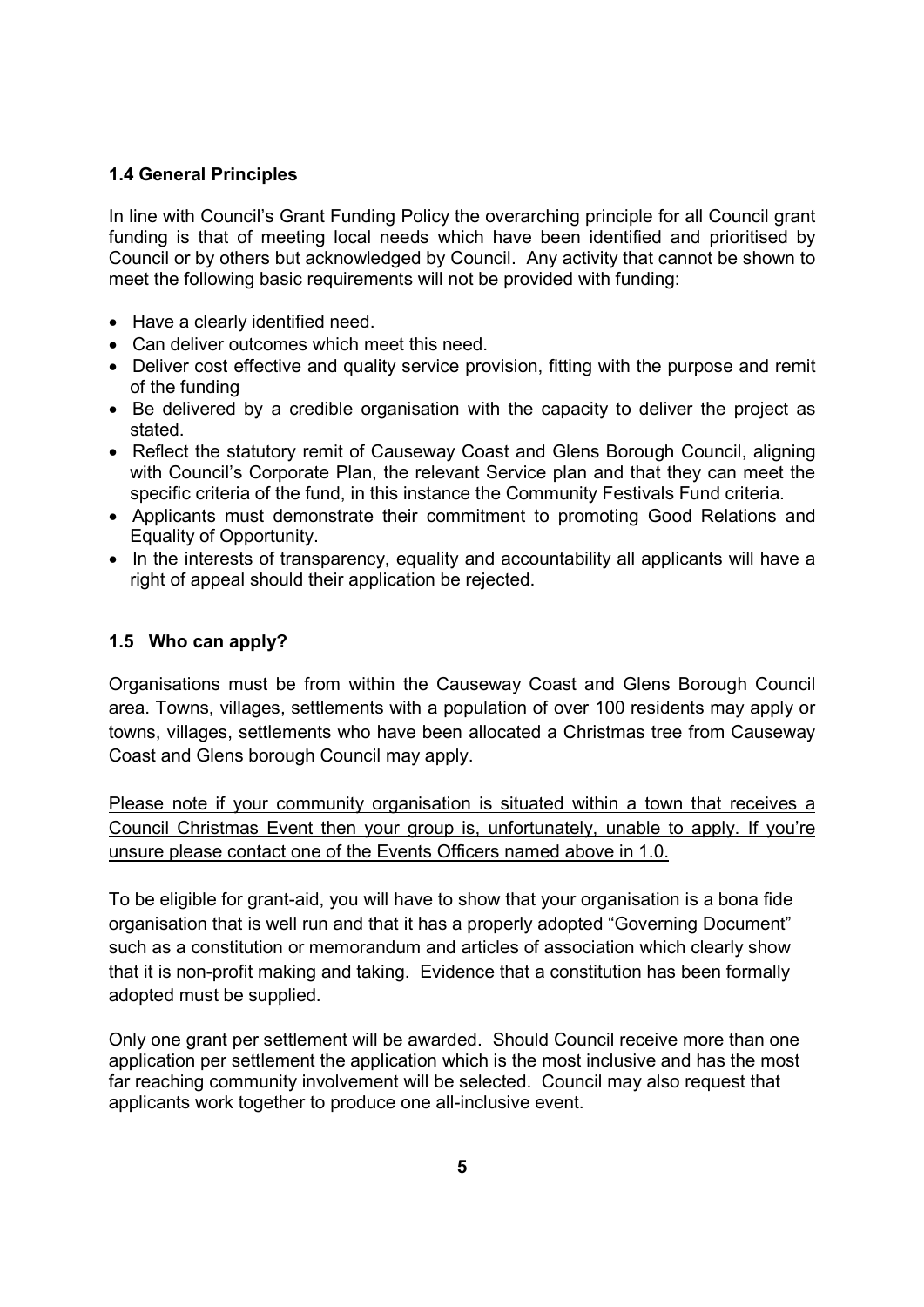### 1.4 General Principles

In line with Council's Grant Funding Policy the overarching principle for all Council grant funding is that of meeting local needs which have been identified and prioritised by Council or by others but acknowledged by Council. Any activity that cannot be shown to meet the following basic requirements will not be provided with funding:

- Have a clearly identified need.
- Can deliver outcomes which meet this need.
- Deliver cost effective and quality service provision, fitting with the purpose and remit of the funding
- Be delivered by a credible organisation with the capacity to deliver the project as stated.
- Reflect the statutory remit of Causeway Coast and Glens Borough Council, aligning with Council's Corporate Plan, the relevant Service plan and that they can meet the specific criteria of the fund, in this instance the Community Festivals Fund criteria.
- Applicants must demonstrate their commitment to promoting Good Relations and Equality of Opportunity.
- In the interests of transparency, equality and accountability all applicants will have a right of appeal should their application be rejected.

### 1.5 Who can apply?

Organisations must be from within the Causeway Coast and Glens Borough Council area. Towns, villages, settlements with a population of over 100 residents may apply or towns, villages, settlements who have been allocated a Christmas tree from Causeway Coast and Glens borough Council may apply.

<u>Please note if your community organisation is situated within a town that receives a Council Christmas Event then your group is, unfortunately, unable to apply. If you're unsure please contact one of the Events Officers named above in 1.0.</u>

To be eligible for grant-aid, you will have to show that your organisation is a bona fide organisation that is well run and that it has a properly adopted "Governing Document" such as a constitution or memorandum and articles of association which clearly show that it is non-profit making and taking. Evidence that a constitution has been formally adopted must be supplied.

Only one grant per settlement will be awarded. Should Council receive more than one application per settlement the application which is the most inclusive and has the most far reaching community involvement will be selected. Council may also request that applicants work together to produce one all-inclusive event.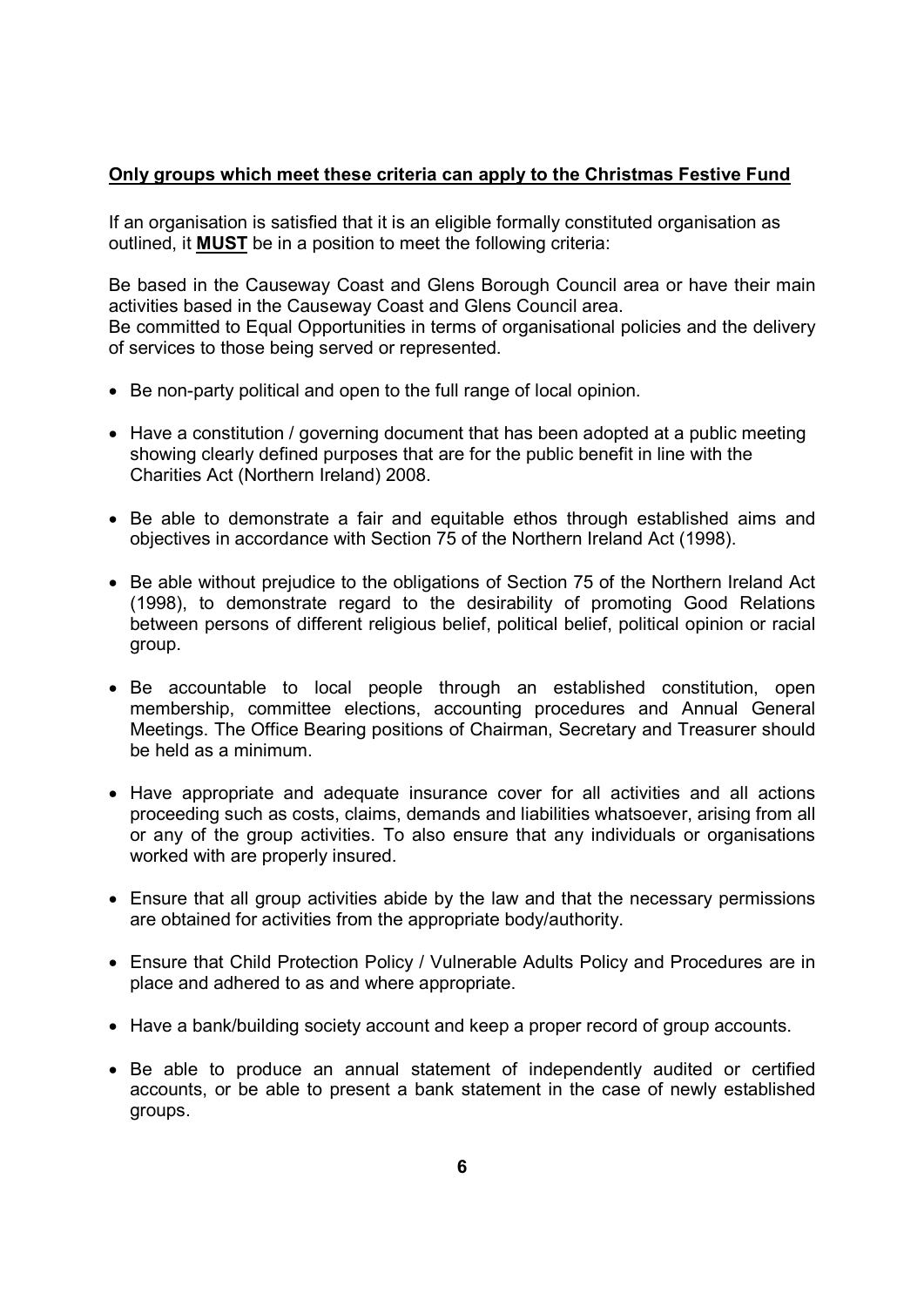**<u>Only groups which meet these criteria can apply to the Christmas Festive Fund</u>**

If an organisation is satisfied that it is an eligible formally constituted organisation as outlined, it **<u>MUST</u>** be in a position to meet the following criteria:

Be based in the Causeway Coast and Glens Borough Council area or have their main activities based in the Causeway Coast and Glens Council area.
Be committed to Equal Opportunities in terms of organisational policies and the delivery of services to those being served or represented.

- Be non-party political and open to the full range of local opinion.
- Have a constitution / governing document that has been adopted at a public meeting showing clearly defined purposes that are for the public benefit in line with the Charities Act (Northern Ireland) 2008.
- Be able to demonstrate a fair and equitable ethos through established aims and objectives in accordance with Section 75 of the Northern Ireland Act (1998).
- Be able without prejudice to the obligations of Section 75 of the Northern Ireland Act (1998), to demonstrate regard to the desirability of promoting Good Relations between persons of different religious belief, political belief, political opinion or racial group.
- Be accountable to local people through an established constitution, open membership, committee elections, accounting procedures and Annual General Meetings. The Office Bearing positions of Chairman, Secretary and Treasurer should be held as a minimum.
- Have appropriate and adequate insurance cover for all activities and all actions proceeding such as costs, claims, demands and liabilities whatsoever, arising from all or any of the group activities. To also ensure that any individuals or organisations worked with are properly insured.
- Ensure that all group activities abide by the law and that the necessary permissions are obtained for activities from the appropriate body/authority.
- Ensure that Child Protection Policy / Vulnerable Adults Policy and Procedures are in place and adhered to as and where appropriate.
- Have a bank/building society account and keep a proper record of group accounts.
- Be able to produce an annual statement of independently audited or certified accounts, or be able to present a bank statement in the case of newly established groups.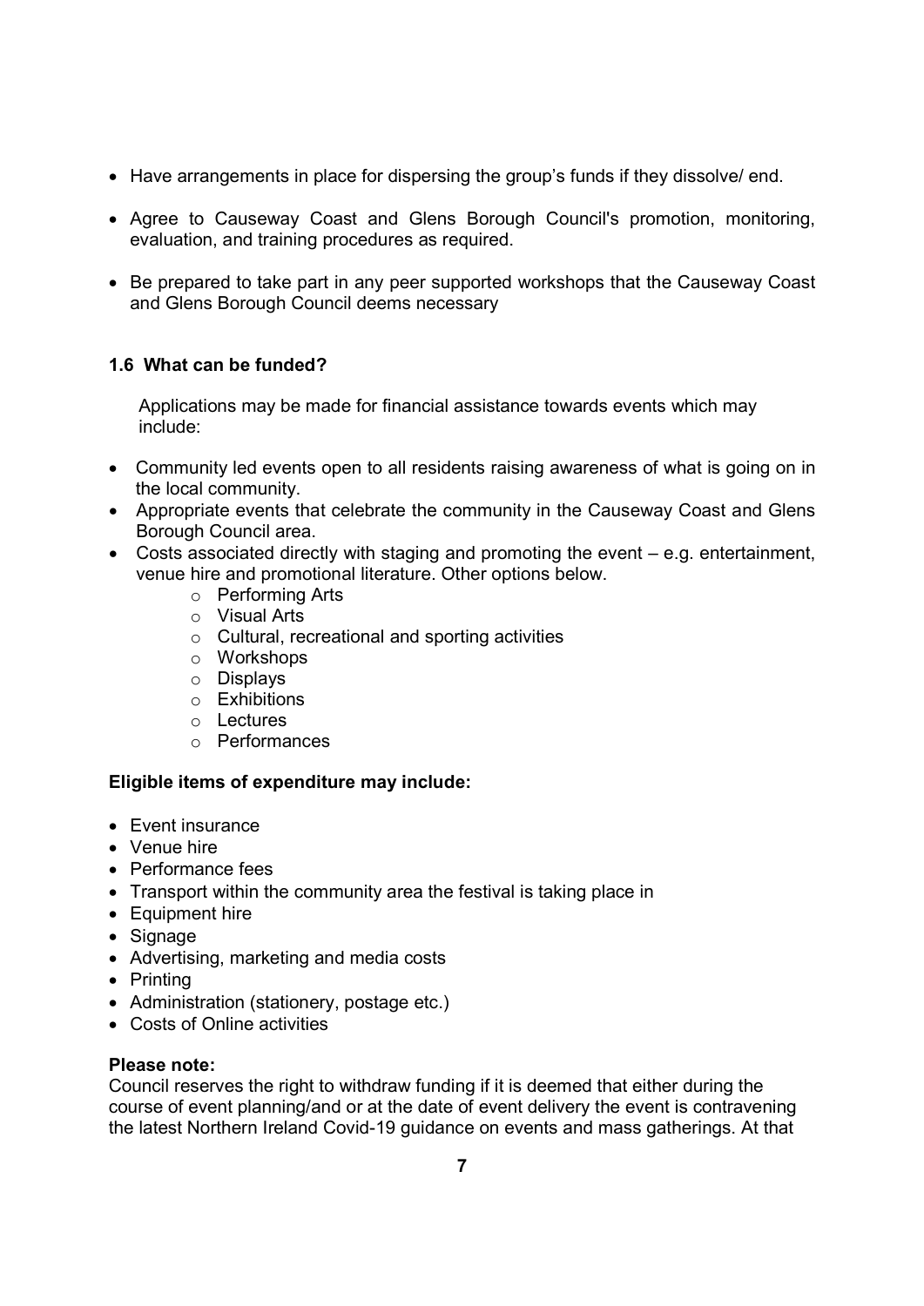- Have arrangements in place for dispersing the group's funds if they dissolve/ end.
- Agree to Causeway Coast and Glens Borough Council's promotion, monitoring, evaluation, and training procedures as required.
- Be prepared to take part in any peer supported workshops that the Causeway Coast and Glens Borough Council deems necessary

### 1.6 What can be funded?

Applications may be made for financial assistance towards events which may include:

- Community led events open to all residents raising awareness of what is going on in the local community.
- Appropriate events that celebrate the community in the Causeway Coast and Glens Borough Council area.
- Costs associated directly with staging and promoting the event – e.g. entertainment, venue hire and promotional literature. Other options below.
    - Performing Arts
    - Visual Arts
    - Cultural, recreational and sporting activities
    - Workshops
    - Displays
    - Exhibitions
    - Lectures
    - Performances

**Eligible items of expenditure may include:**

- Event insurance
- Venue hire
- Performance fees
- Transport within the community area the festival is taking place in
- Equipment hire
- Signage
- Advertising, marketing and media costs
- Printing
- Administration (stationery, postage etc.)
- Costs of Online activities

**Please note:**
Council reserves the right to withdraw funding if it is deemed that either during the course of event planning/and or at the date of event delivery the event is contravening the latest Northern Ireland Covid-19 guidance on events and mass gatherings. At that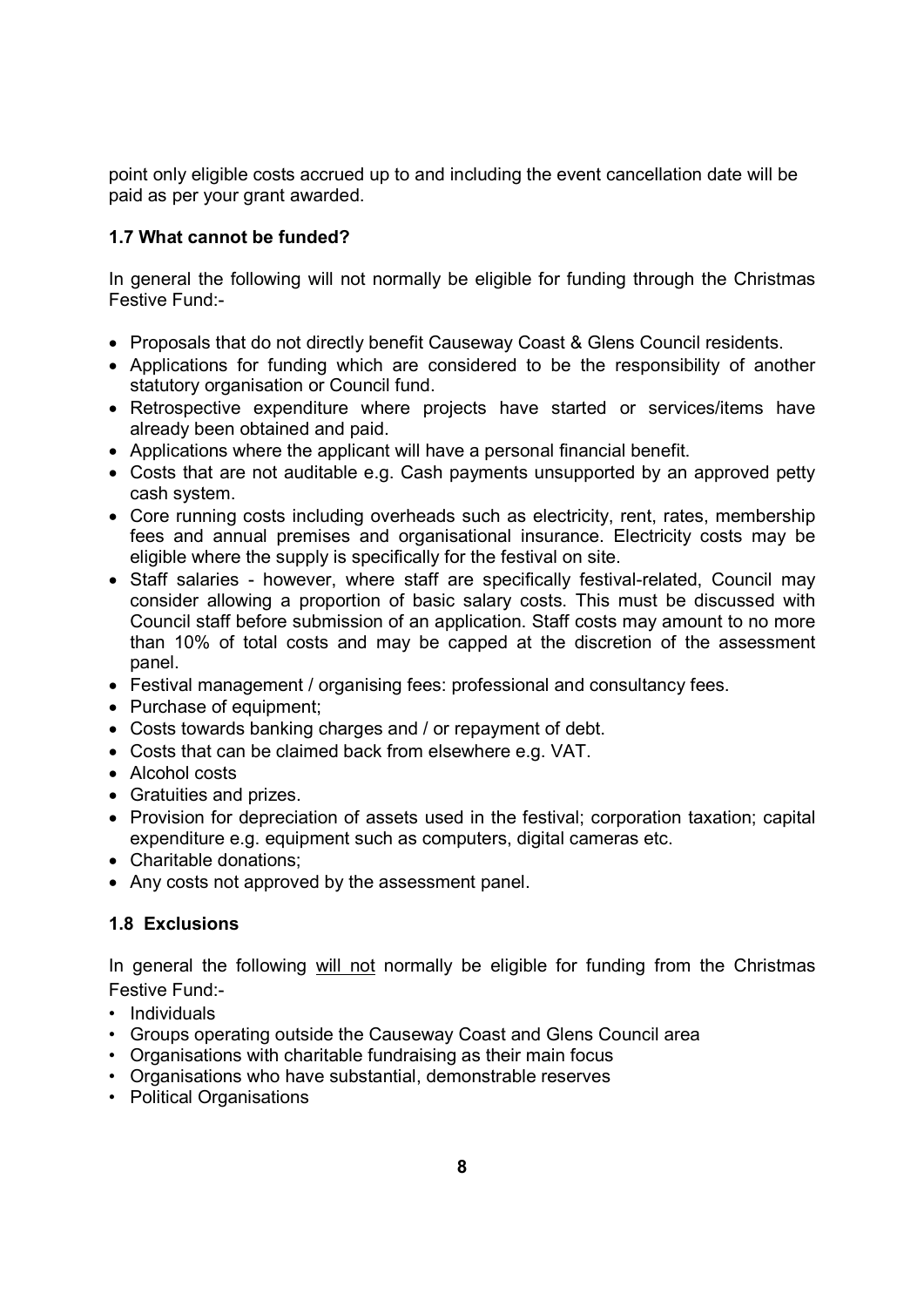point only eligible costs accrued up to and including the event cancellation date will be paid as per your grant awarded.

### 1.7 What cannot be funded?

In general the following will not normally be eligible for funding through the Christmas Festive Fund:-

- Proposals that do not directly benefit Causeway Coast & Glens Council residents.
- Applications for funding which are considered to be the responsibility of another statutory organisation or Council fund.
- Retrospective expenditure where projects have started or services/items have already been obtained and paid.
- Applications where the applicant will have a personal financial benefit.
- Costs that are not auditable e.g. Cash payments unsupported by an approved petty cash system.
- Core running costs including overheads such as electricity, rent, rates, membership fees and annual premises and organisational insurance. Electricity costs may be eligible where the supply is specifically for the festival on site.
- Staff salaries - however, where staff are specifically festival-related, Council may consider allowing a proportion of basic salary costs. This must be discussed with Council staff before submission of an application. Staff costs may amount to no more than 10% of total costs and may be capped at the discretion of the assessment panel.
- Festival management / organising fees: professional and consultancy fees.
- Purchase of equipment;
- Costs towards banking charges and / or repayment of debt.
- Costs that can be claimed back from elsewhere e.g. VAT.
- Alcohol costs
- Gratuities and prizes.
- Provision for depreciation of assets used in the festival; corporation taxation; capital expenditure e.g. equipment such as computers, digital cameras etc.
- Charitable donations;
- Any costs not approved by the assessment panel.

### 1.8 Exclusions

In general the following <u>will not</u> normally be eligible for funding from the Christmas Festive Fund:-

- Individuals
- Groups operating outside the Causeway Coast and Glens Council area
- Organisations with charitable fundraising as their main focus
- Organisations who have substantial, demonstrable reserves
- Political Organisations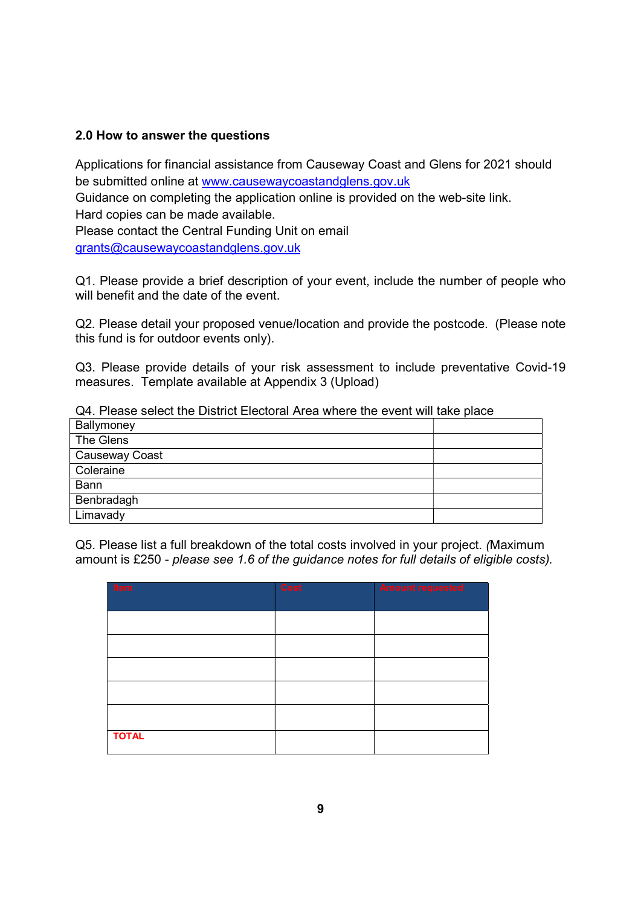## 2.0 How to answer the questions

Applications for financial assistance from Causeway Coast and Glens for 2021 should be submitted online at [www.causewaycoastandglens.gov.uk](http://www.causewaycoastandglens.gov.uk)
Guidance on completing the application online is provided on the web-site link.
Hard copies can be made available.
Please contact the Central Funding Unit on email
[grants@causewaycoastandglens.gov.uk](mailto:grants@causewaycoastandglens.gov.uk)

Q1. Please provide a brief description of your event, include the number of people who will benefit and the date of the event.

Q2. Please detail your proposed venue/location and provide the postcode. (Please note this fund is for outdoor events only).

Q3. Please provide details of your risk assessment to include preventative Covid-19 measures. Template available at Appendix 3 (Upload)

Q4. Please select the District Electoral Area where the event will take place

| | |
|---|---|
| Ballymoney | |
| The Glens | |
| Causeway Coast | |
| Coleraine | |
| Bann | |
| Benbradagh | |
| Limavady | |

Q5. Please list a full breakdown of the total costs involved in your project. (Maximum amount is £250 - *please see 1.6 of the guidance notes for full details of eligible costs).*

| Item | Cost | Amount requested |
|---|---|---|
| | | |
| | | |
| | | |
| | | |
| | | |
| **TOTAL** | | |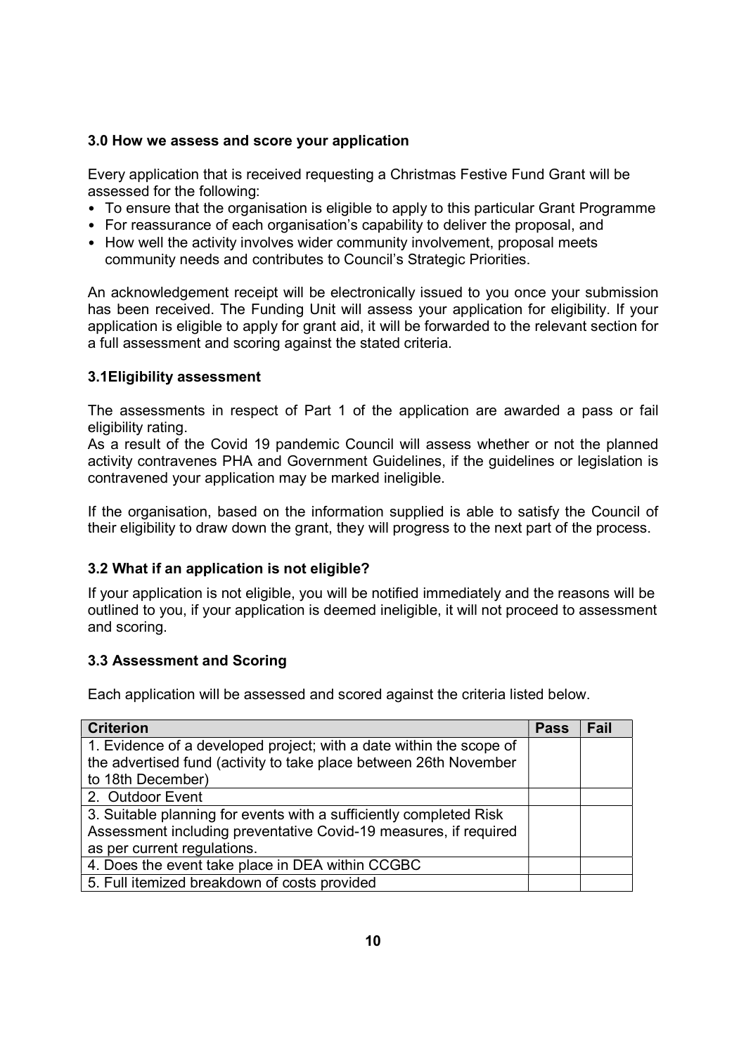### 3.0 How we assess and score your application

Every application that is received requesting a Christmas Festive Fund Grant will be assessed for the following:

- To ensure that the organisation is eligible to apply to this particular Grant Programme
- For reassurance of each organisation's capability to deliver the proposal, and
- How well the activity involves wider community involvement, proposal meets community needs and contributes to Council's Strategic Priorities.

An acknowledgement receipt will be electronically issued to you once your submission has been received. The Funding Unit will assess your application for eligibility. If your application is eligible to apply for grant aid, it will be forwarded to the relevant section for a full assessment and scoring against the stated criteria.

### 3.1Eligibility assessment

The assessments in respect of Part 1 of the application are awarded a pass or fail eligibility rating.
As a result of the Covid 19 pandemic Council will assess whether or not the planned activity contravenes PHA and Government Guidelines, if the guidelines or legislation is contravened your application may be marked ineligible.

If the organisation, based on the information supplied is able to satisfy the Council of their eligibility to draw down the grant, they will progress to the next part of the process.

### 3.2 What if an application is not eligible?

If your application is not eligible, you will be notified immediately and the reasons will be outlined to you, if your application is deemed ineligible, it will not proceed to assessment and scoring.

### 3.3 Assessment and Scoring

Each application will be assessed and scored against the criteria listed below.

| Criterion | Pass | Fail |
|---|---|---|
| 1. Evidence of a developed project; with a date within the scope of the advertised fund (activity to take place between 26th November to 18th December) | | |
| 2. Outdoor Event | | |
| 3. Suitable planning for events with a sufficiently completed Risk Assessment including preventative Covid-19 measures, if required as per current regulations. | | |
| 4. Does the event take place in DEA within CCGBC | | |
| 5. Full itemized breakdown of costs provided | | |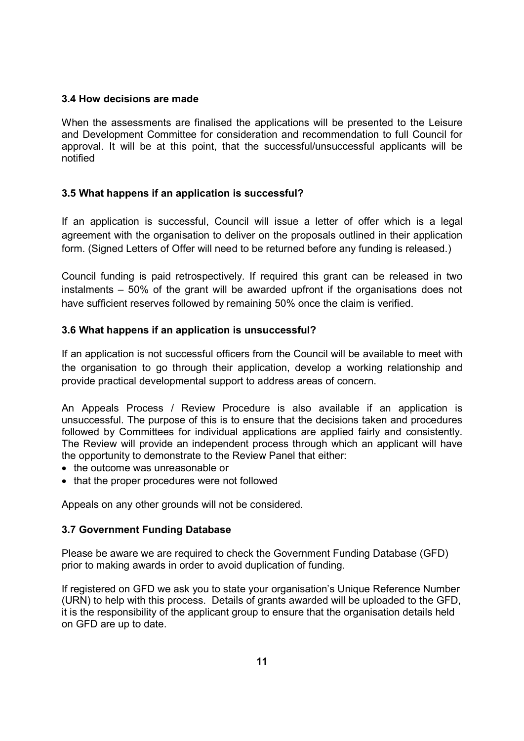### 3.4 How decisions are made

When the assessments are finalised the applications will be presented to the Leisure and Development Committee for consideration and recommendation to full Council for approval. It will be at this point, that the successful/unsuccessful applicants will be notified

### 3.5 What happens if an application is successful?

If an application is successful, Council will issue a letter of offer which is a legal agreement with the organisation to deliver on the proposals outlined in their application form. (Signed Letters of Offer will need to be returned before any funding is released.)

Council funding is paid retrospectively. If required this grant can be released in two instalments – 50% of the grant will be awarded upfront if the organisations does not have sufficient reserves followed by remaining 50% once the claim is verified.

### 3.6 What happens if an application is unsuccessful?

If an application is not successful officers from the Council will be available to meet with the organisation to go through their application, develop a working relationship and provide practical developmental support to address areas of concern.

An Appeals Process / Review Procedure is also available if an application is unsuccessful. The purpose of this is to ensure that the decisions taken and procedures followed by Committees for individual applications are applied fairly and consistently. The Review will provide an independent process through which an applicant will have the opportunity to demonstrate to the Review Panel that either:

- the outcome was unreasonable or
- that the proper procedures were not followed

Appeals on any other grounds will not be considered.

### 3.7 Government Funding Database

Please be aware we are required to check the Government Funding Database (GFD) prior to making awards in order to avoid duplication of funding.

If registered on GFD we ask you to state your organisation's Unique Reference Number (URN) to help with this process. Details of grants awarded will be uploaded to the GFD, it is the responsibility of the applicant group to ensure that the organisation details held on GFD are up to date.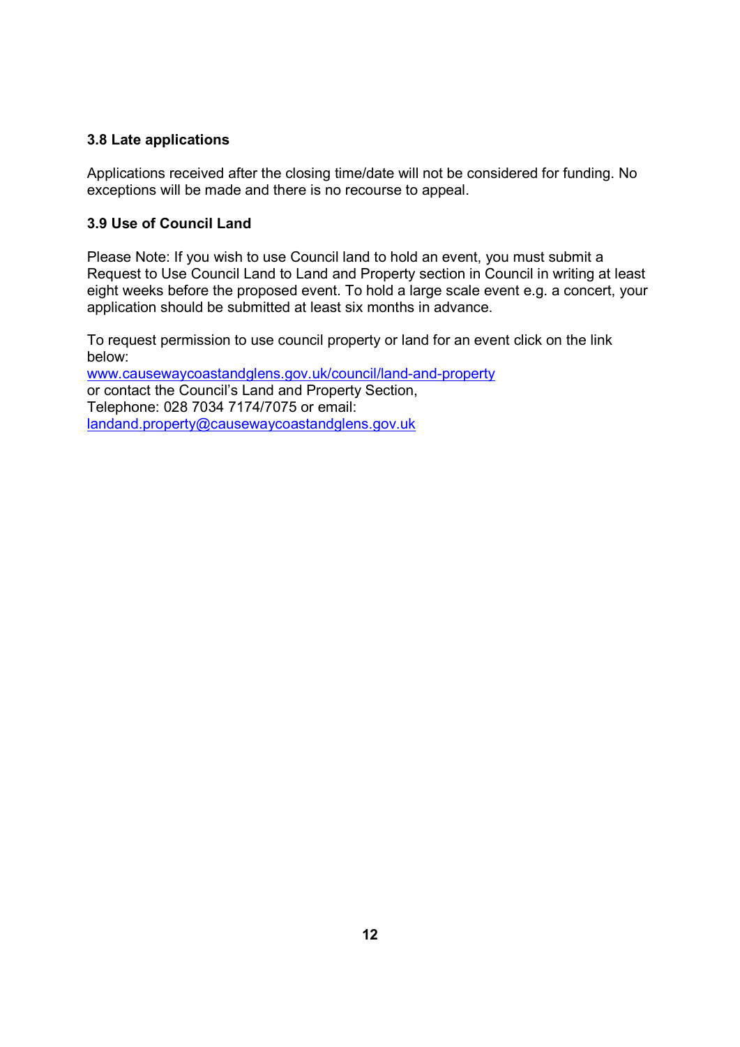**3.8 Late applications**

Applications received after the closing time/date will not be considered for funding. No exceptions will be made and there is no recourse to appeal.

**3.9 Use of Council Land**

Please Note: If you wish to use Council land to hold an event, you must submit a Request to Use Council Land to Land and Property section in Council in writing at least eight weeks before the proposed event. To hold a large scale event e.g. a concert, your application should be submitted at least six months in advance.

To request permission to use council property or land for an event click on the link below:
www.causewaycoastandglens.gov.uk/council/land-and-property
or contact the Council's Land and Property Section,
Telephone: 028 7034 7174/7075 or email:
landand.property@causewaycoastandglens.gov.uk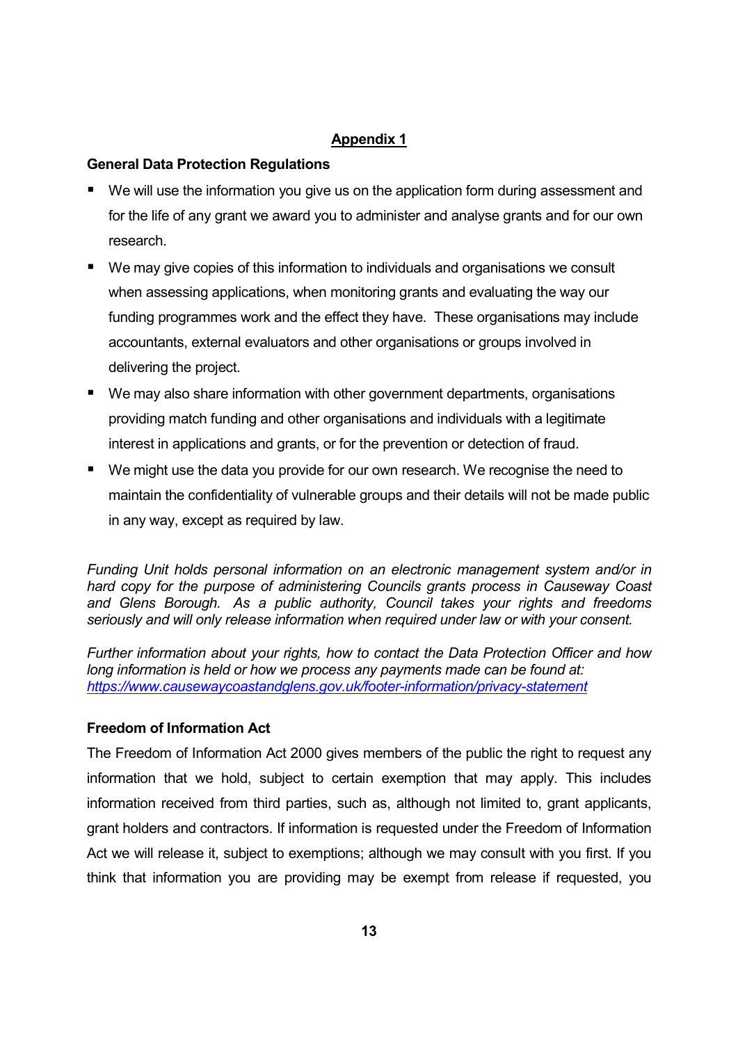# Appendix 1

**General Data Protection Regulations**

- We will use the information you give us on the application form during assessment and for the life of any grant we award you to administer and analyse grants and for our own research.
- We may give copies of this information to individuals and organisations we consult when assessing applications, when monitoring grants and evaluating the way our funding programmes work and the effect they have. These organisations may include accountants, external evaluators and other organisations or groups involved in delivering the project.
- We may also share information with other government departments, organisations providing match funding and other organisations and individuals with a legitimate interest in applications and grants, or for the prevention or detection of fraud.
- We might use the data you provide for our own research. We recognise the need to maintain the confidentiality of vulnerable groups and their details will not be made public in any way, except as required by law.

*Funding Unit holds personal information on an electronic management system and/or in hard copy for the purpose of administering Councils grants process in Causeway Coast and Glens Borough. As a public authority, Council takes your rights and freedoms seriously and will only release information when required under law or with your consent.*

*Further information about your rights, how to contact the Data Protection Officer and how long information is held or how we process any payments made can be found at:* [*https://www.causewaycoastandglens.gov.uk/footer-information/privacy-statement*](https://www.causewaycoastandglens.gov.uk/footer-information/privacy-statement)

**Freedom of Information Act**

The Freedom of Information Act 2000 gives members of the public the right to request any information that we hold, subject to certain exemption that may apply. This includes information received from third parties, such as, although not limited to, grant applicants, grant holders and contractors. If information is requested under the Freedom of Information Act we will release it, subject to exemptions; although we may consult with you first. If you think that information you are providing may be exempt from release if requested, you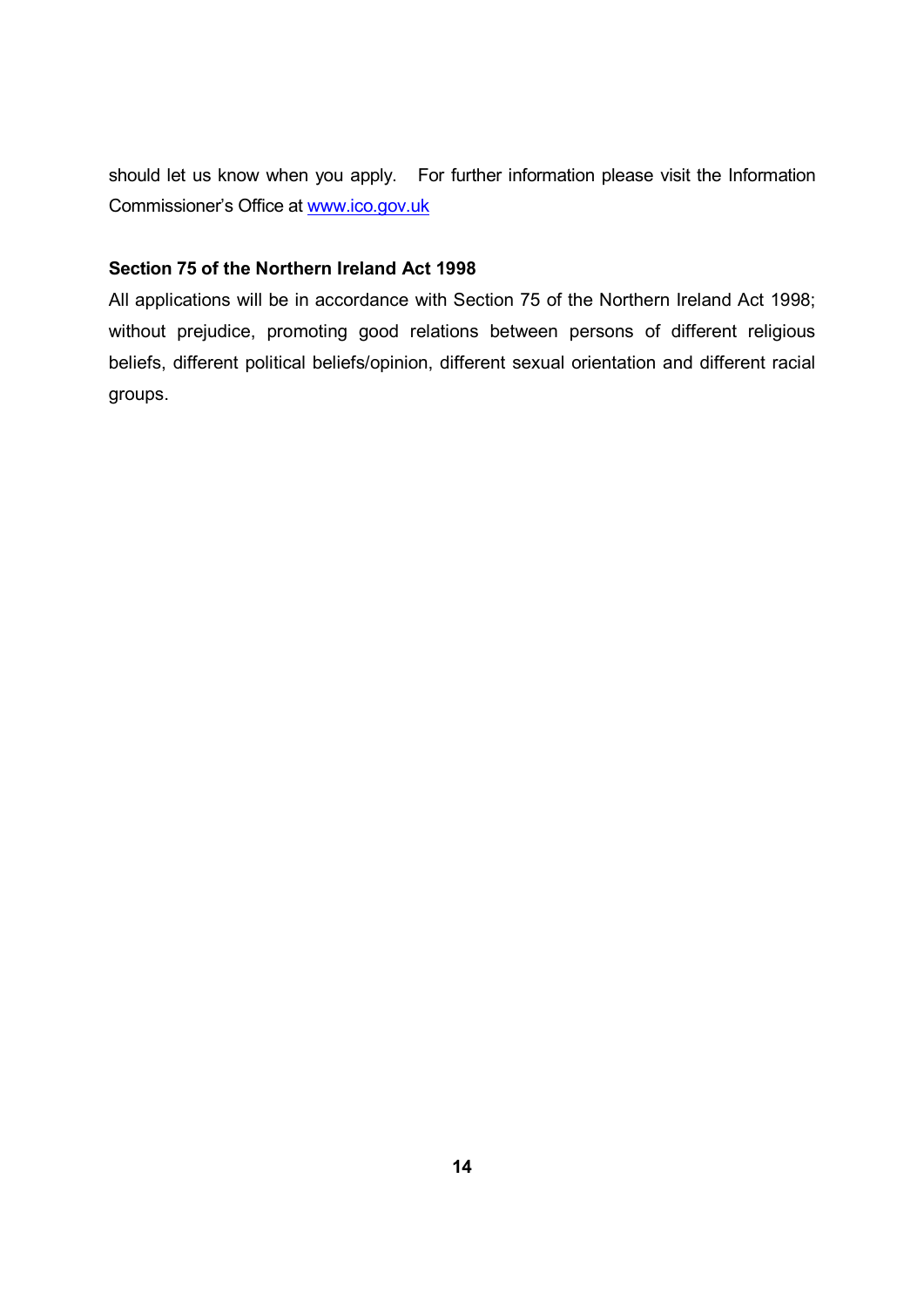should let us know when you apply. For further information please visit the Information Commissioner's Office at [www.ico.gov.uk](http://www.ico.gov.uk)

**Section 75 of the Northern Ireland Act 1998**

All applications will be in accordance with Section 75 of the Northern Ireland Act 1998; without prejudice, promoting good relations between persons of different religious beliefs, different political beliefs/opinion, different sexual orientation and different racial groups.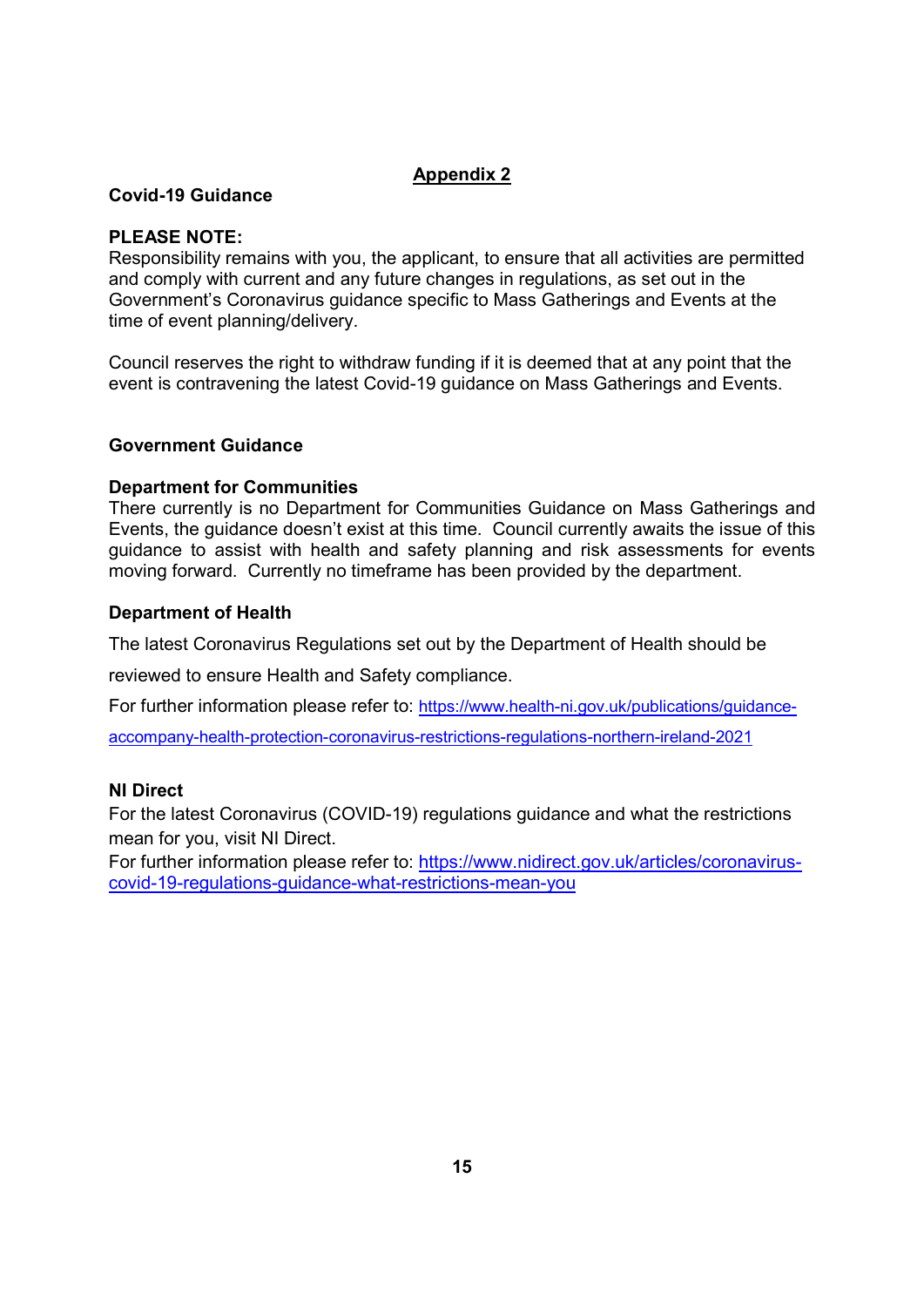## Appendix 2

**Covid-19 Guidance**

**PLEASE NOTE:**
Responsibility remains with you, the applicant, to ensure that all activities are permitted and comply with current and any future changes in regulations, as set out in the Government's Coronavirus guidance specific to Mass Gatherings and Events at the time of event planning/delivery.

Council reserves the right to withdraw funding if it is deemed that at any point that the event is contravening the latest Covid-19 guidance on Mass Gatherings and Events.

**Government Guidance**

**Department for Communities**
There currently is no Department for Communities Guidance on Mass Gatherings and Events, the guidance doesn't exist at this time. Council currently awaits the issue of this guidance to assist with health and safety planning and risk assessments for events moving forward. Currently no timeframe has been provided by the department.

**Department of Health**

The latest Coronavirus Regulations set out by the Department of Health should be reviewed to ensure Health and Safety compliance.

For further information please refer to: https://www.health-ni.gov.uk/publications/guidance-accompany-health-protection-coronavirus-restrictions-regulations-northern-ireland-2021

**NI Direct**
For the latest Coronavirus (COVID-19) regulations guidance and what the restrictions mean for you, visit NI Direct.
For further information please refer to: https://www.nidirect.gov.uk/articles/coronavirus-covid-19-regulations-guidance-what-restrictions-mean-you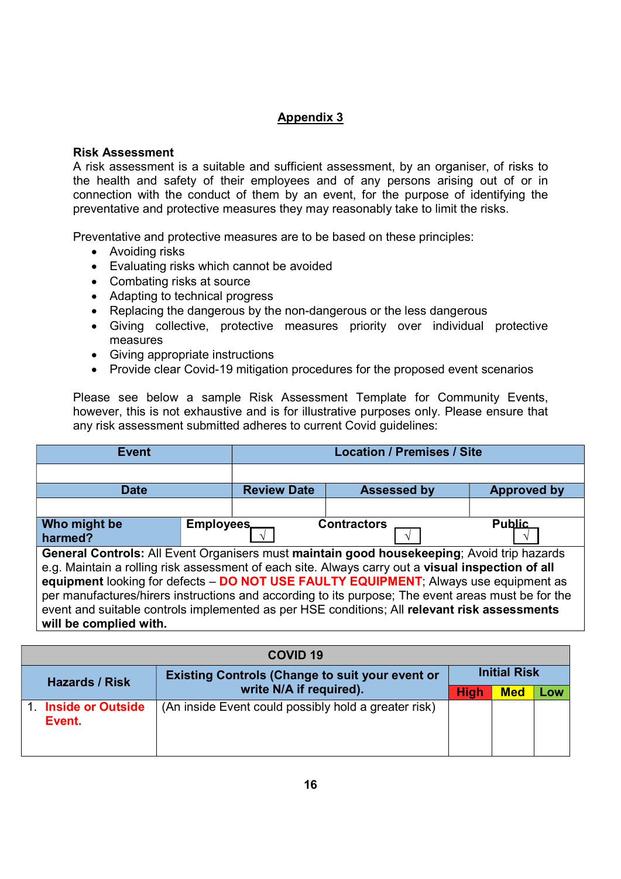## Appendix 3

**Risk Assessment**

A risk assessment is a suitable and sufficient assessment, by an organiser, of risks to the health and safety of their employees and of any persons arising out of or in connection with the conduct of them by an event, for the purpose of identifying the preventative and protective measures they may reasonably take to limit the risks.

Preventative and protective measures are to be based on these principles:

- Avoiding risks
- Evaluating risks which cannot be avoided
- Combating risks at source
- Adapting to technical progress
- Replacing the dangerous by the non-dangerous or the less dangerous
- Giving collective, protective measures priority over individual protective measures
- Giving appropriate instructions
- Provide clear Covid-19 mitigation procedures for the proposed event scenarios

Please see below a sample Risk Assessment Template for Community Events, however, this is not exhaustive and is for illustrative purposes only. Please ensure that any risk assessment submitted adheres to current Covid guidelines:

| **Event** | **Location / Premises / Site** | | |
|---|---|---|---|
| | | | |
| **Date** | **Review Date** | **Assessed by** | **Approved by** |
| | | | |
| **Who might be harmed?** | **Employees** √ | **Contractors** √ | **Public** √ |
| **General Controls:** All Event Organisers must **maintain good housekeeping**; Avoid trip hazards e.g. Maintain a rolling risk assessment of each site. Always carry out a **visual inspection of all equipment** looking for defects – **DO NOT USE FAULTY EQUIPMENT**; Always use equipment as per manufactures/hirers instructions and according to its purpose; The event areas must be for the event and suitable controls implemented as per HSE conditions; All **relevant risk assessments will be complied with.** | | | |

| **COVID 19** | | | | |
|---|---|---|---|---|
| **Hazards / Risk** | **Existing Controls (Change to suit your event or write N/A if required).** | **Initial Risk** | | |
| | | **High** | **Med** | **Low** |
| 1. **Inside or Outside Event.** | (An inside Event could possibly hold a greater risk) | | | |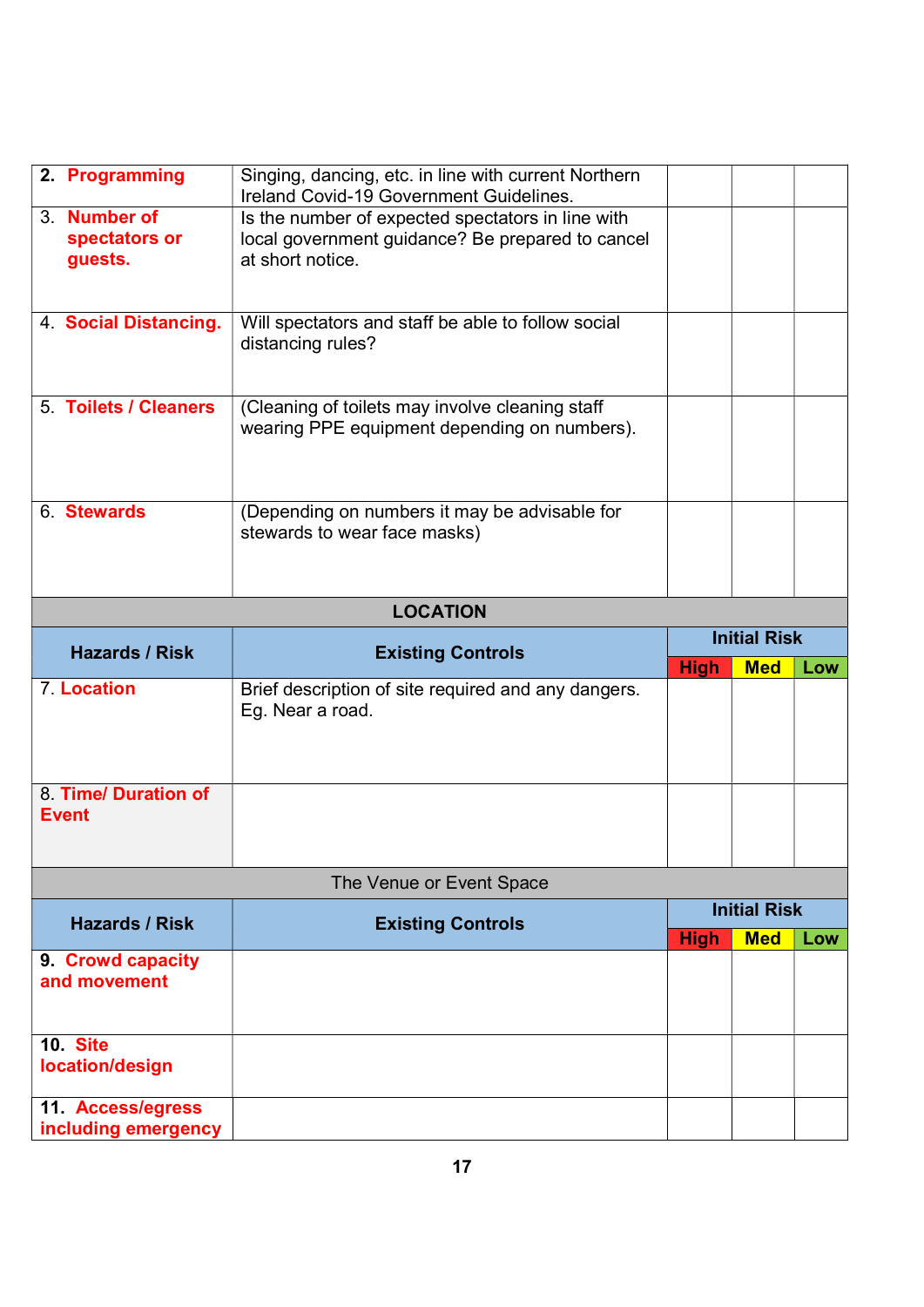| | | | | |
|---|---|---|---|---|
| **2. Programming** | Singing, dancing, etc. in line with current Northern Ireland Covid-19 Government Guidelines. | | | |
| 3. **Number of spectators or guests.** | Is the number of expected spectators in line with local government guidance? Be prepared to cancel at short notice. | | | |
| 4. **Social Distancing.** | Will spectators and staff be able to follow social distancing rules? | | | |
| 5. **Toilets / Cleaners** | (Cleaning of toilets may involve cleaning staff wearing PPE equipment depending on numbers). | | | |
| 6. **Stewards** | (Depending on numbers it may be advisable for stewards to wear face masks) | | | |

**LOCATION**

| Hazards / Risk | Existing Controls | Initial Risk | | |
|---|---|---|---|---|
| | | High | Med | Low |
| 7. **Location** | Brief description of site required and any dangers. Eg. Near a road. | | | |
| 8. **Time/ Duration of Event** | | | | |

The Venue or Event Space

| Hazards / Risk | Existing Controls | Initial Risk | | |
|---|---|---|---|---|
| | | High | Med | Low |
| **9. Crowd capacity and movement** | | | | |
| **10. Site location/design** | | | | |
| **11. Access/egress including emergency** | | | | |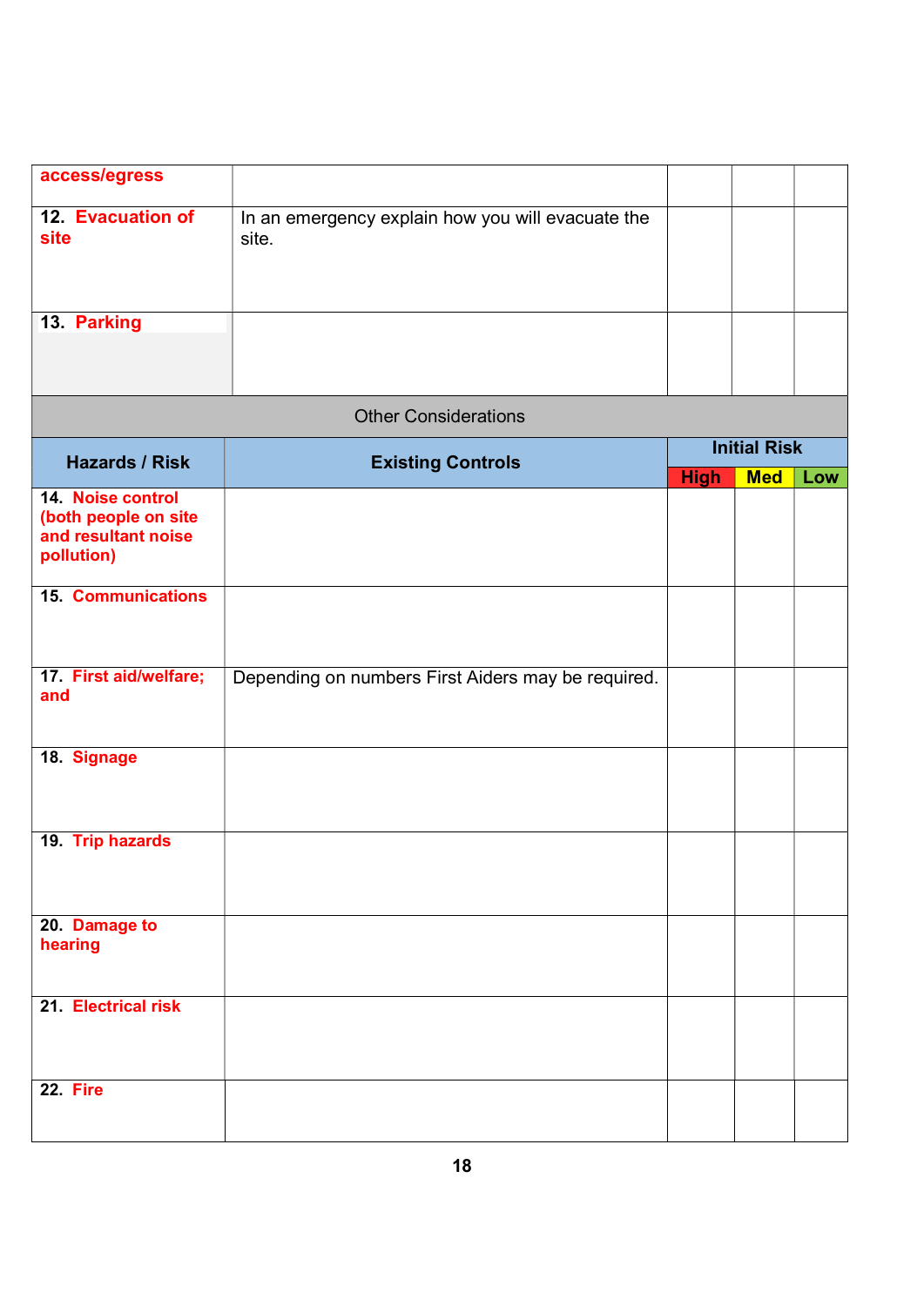| access/egress | | | | |
|---|---|---|---|---|
| 12. Evacuation of site | In an emergency explain how you will evacuate the site. | | | |
| 13. Parking | | | | |

Other Considerations

| Hazards / Risk | Existing Controls | Initial Risk | | |
|---|---|---|---|---|
| | | High | Med | Low |
| 14. Noise control (both people on site and resultant noise pollution) | | | | |
| 15. Communications | | | | |
| 17. First aid/welfare; and | Depending on numbers First Aiders may be required. | | | |
| 18. Signage | | | | |
| 19. Trip hazards | | | | |
| 20. Damage to hearing | | | | |
| 21. Electrical risk | | | | |
| 22. Fire | | | | |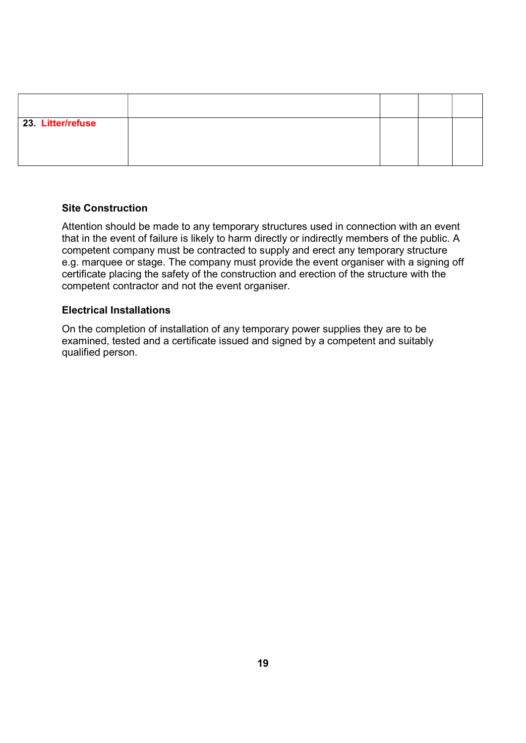| | | | | |
|---|---|---|---|---|
| | | | | |
| **23. Litter/refuse** | | | | |

**Site Construction**

Attention should be made to any temporary structures used in connection with an event that in the event of failure is likely to harm directly or indirectly members of the public. A competent company must be contracted to supply and erect any temporary structure e.g. marquee or stage. The company must provide the event organiser with a signing off certificate placing the safety of the construction and erection of the structure with the competent contractor and not the event organiser.

**Electrical Installations**

On the completion of installation of any temporary power supplies they are to be examined, tested and a certificate issued and signed by a competent and suitably qualified person.